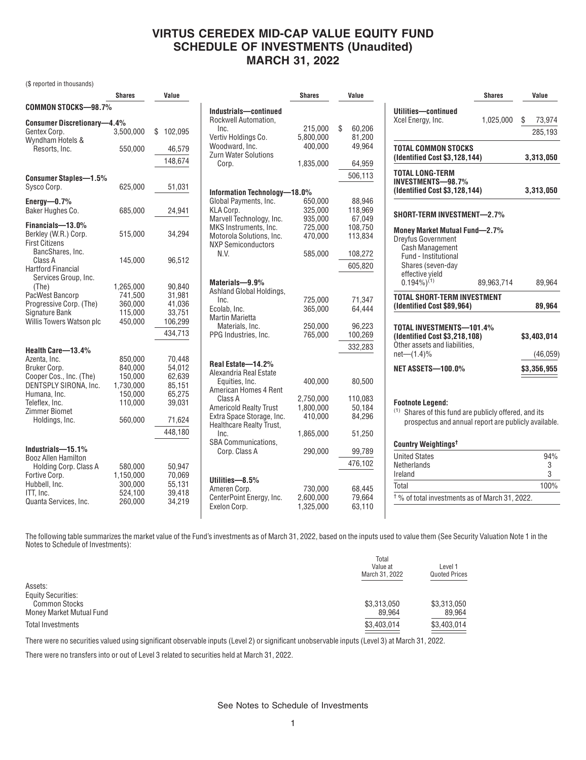# VIRTUS CEREDEX MID-CAP VALUE EQUITY FUND
# SCHEDULE OF INVESTMENTS (Unaudited)
# MARCH 31, 2022

($ reported in thousands)

| | Shares | Value |
|---|---|---|
| **COMMON STOCKS—98.7%** | | |
| **Consumer Discretionary—4.4%** | | |
| Gentex Corp. | 3,500,000 | $ 102,095 |
| Wyndham Hotels & Resorts, Inc. | 550,000 | 46,579 |
| | | 148,674 |
| **Consumer Staples—1.5%** | | |
| Sysco Corp. | 625,000 | 51,031 |
| **Energy—0.7%** | | |
| Baker Hughes Co. | 685,000 | 24,941 |
| **Financials—13.0%** | | |
| Berkley (W.R.) Corp. | 515,000 | 34,294 |
| First Citizens BancShares, Inc. Class A | 145,000 | 96,512 |
| Hartford Financial Services Group, Inc. (The) | 1,265,000 | 90,840 |
| PacWest Bancorp | 741,500 | 31,981 |
| Progressive Corp. (The) | 360,000 | 41,036 |
| Signature Bank | 115,000 | 33,751 |
| Willis Towers Watson plc | 450,000 | 106,299 |
| | | 434,713 |
| **Health Care—13.4%** | | |
| Azenta, Inc. | 850,000 | 70,448 |
| Bruker Corp. | 840,000 | 54,012 |
| Cooper Cos., Inc. (The) | 150,000 | 62,639 |
| DENTSPLY SIRONA, Inc. | 1,730,000 | 85,151 |
| Humana, Inc. | 150,000 | 65,275 |
| Teleflex, Inc. | 110,000 | 39,031 |
| Zimmer Biomet Holdings, Inc. | 560,000 | 71,624 |
| | | 448,180 |
| **Industrials—15.1%** | | |
| Booz Allen Hamilton Holding Corp. Class A | 580,000 | 50,947 |
| Fortive Corp. | 1,150,000 | 70,069 |
| Hubbell, Inc. | 300,000 | 55,131 |
| ITT, Inc. | 524,100 | 39,418 |
| Quanta Services, Inc. | 260,000 | 34,219 |
| **Industrials—continued** | | |
| Rockwell Automation, Inc. | 215,000 | $ 60,206 |
| Vertiv Holdings Co. | 5,800,000 | 81,200 |
| Woodward, Inc. | 400,000 | 49,964 |
| Zurn Water Solutions Corp. | 1,835,000 | 64,959 |
| | | 506,113 |
| **Information Technology—18.0%** | | |
| Global Payments, Inc. | 650,000 | 88,946 |
| KLA Corp. | 325,000 | 118,969 |
| Marvell Technology, Inc. | 935,000 | 67,049 |
| MKS Instruments, Inc. | 725,000 | 108,750 |
| Motorola Solutions, Inc. | 470,000 | 113,834 |
| NXP Semiconductors N.V. | 585,000 | 108,272 |
| | | 605,820 |
| **Materials—9.9%** | | |
| Ashland Global Holdings, Inc. | 725,000 | 71,347 |
| Ecolab, Inc. | 365,000 | 64,444 |
| Martin Marietta Materials, Inc. | 250,000 | 96,223 |
| PPG Industries, Inc. | 765,000 | 100,269 |
| | | 332,283 |
| **Real Estate—14.2%** | | |
| Alexandria Real Estate Equities, Inc. | 400,000 | 80,500 |
| American Homes 4 Rent Class A | 2,750,000 | 110,083 |
| Americold Realty Trust | 1,800,000 | 50,184 |
| Extra Space Storage, Inc. | 410,000 | 84,296 |
| Healthcare Realty Trust, Inc. | 1,865,000 | 51,250 |
| SBA Communications, Corp. Class A | 290,000 | 99,789 |
| | | 476,102 |
| **Utilities—8.5%** | | |
| Ameren Corp. | 730,000 | 68,445 |
| CenterPoint Energy, Inc. | 2,600,000 | 79,664 |
| Exelon Corp. | 1,325,000 | 63,110 |
| **Utilities—continued** | | |
| Xcel Energy, Inc. | 1,025,000 | $ 73,974 |
| | | 285,193 |
| **TOTAL COMMON STOCKS (Identified Cost $3,128,144)** | | **3,313,050** |
| **TOTAL LONG-TERM INVESTMENTS—98.7% (Identified Cost $3,128,144)** | | **3,313,050** |
| **SHORT-TERM INVESTMENT—2.7%** | | |
| **Money Market Mutual Fund—2.7%** | | |
| Dreyfus Government Cash Management Fund - Institutional Shares (seven-day effective yield 0.194%)[1] | 89,963,714 | 89,964 |
| **TOTAL SHORT-TERM INVESTMENT (Identified Cost $89,964)** | | **89,964** |
| **TOTAL INVESTMENTS—101.4% (Identified Cost $3,218,108)** | | **$3,403,014** |
| Other assets and liabilities, net—(1.4)% | | (46,059) |
| **NET ASSETS—100.0%** | | **$3,356,955** |

**Footnote Legend:**

[1] Shares of this fund are publicly offered, and its prospectus and annual report are publicly available.

| **Country Weightings†** | |
|---|---|
| United States | 94% |
| Netherlands | 3 |
| Ireland | 3 |
| Total | 100% |

† % of total investments as of March 31, 2022.

The following table summarizes the market value of the Fund's investments as of March 31, 2022, based on the inputs used to value them (See Security Valuation Note 1 in the Notes to Schedule of Investments):

| | Total Value at March 31, 2022 | Level 1 Quoted Prices |
|---|---|---|
| Assets: | | |
| Equity Securities: | | |
| Common Stocks | $3,313,050 | $3,313,050 |
| Money Market Mutual Fund | 89,964 | 89,964 |
| Total Investments | $3,403,014 | $3,403,014 |

There were no securities valued using significant observable inputs (Level 2) or significant unobservable inputs (Level 3) at March 31, 2022.

There were no transfers into or out of Level 3 related to securities held at March 31, 2022.

See Notes to Schedule of Investments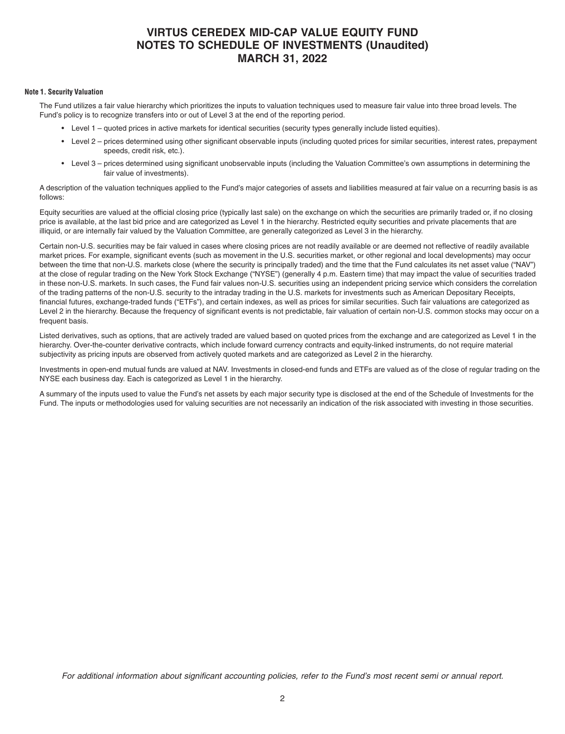# VIRTUS CEREDEX MID-CAP VALUE EQUITY FUND
# NOTES TO SCHEDULE OF INVESTMENTS (Unaudited)
# MARCH 31, 2022

**Note 1. Security Valuation**

The Fund utilizes a fair value hierarchy which prioritizes the inputs to valuation techniques used to measure fair value into three broad levels. The Fund's policy is to recognize transfers into or out of Level 3 at the end of the reporting period.

- Level 1 – quoted prices in active markets for identical securities (security types generally include listed equities).
- Level 2 – prices determined using other significant observable inputs (including quoted prices for similar securities, interest rates, prepayment speeds, credit risk, etc.).
- Level 3 – prices determined using significant unobservable inputs (including the Valuation Committee's own assumptions in determining the fair value of investments).

A description of the valuation techniques applied to the Fund's major categories of assets and liabilities measured at fair value on a recurring basis is as follows:

Equity securities are valued at the official closing price (typically last sale) on the exchange on which the securities are primarily traded or, if no closing price is available, at the last bid price and are categorized as Level 1 in the hierarchy. Restricted equity securities and private placements that are illiquid, or are internally fair valued by the Valuation Committee, are generally categorized as Level 3 in the hierarchy.

Certain non-U.S. securities may be fair valued in cases where closing prices are not readily available or are deemed not reflective of readily available market prices. For example, significant events (such as movement in the U.S. securities market, or other regional and local developments) may occur between the time that non-U.S. markets close (where the security is principally traded) and the time that the Fund calculates its net asset value ("NAV") at the close of regular trading on the New York Stock Exchange ("NYSE") (generally 4 p.m. Eastern time) that may impact the value of securities traded in these non-U.S. markets. In such cases, the Fund fair values non-U.S. securities using an independent pricing service which considers the correlation of the trading patterns of the non-U.S. security to the intraday trading in the U.S. markets for investments such as American Depositary Receipts, financial futures, exchange-traded funds ("ETFs"), and certain indexes, as well as prices for similar securities. Such fair valuations are categorized as Level 2 in the hierarchy. Because the frequency of significant events is not predictable, fair valuation of certain non-U.S. common stocks may occur on a frequent basis.

Listed derivatives, such as options, that are actively traded are valued based on quoted prices from the exchange and are categorized as Level 1 in the hierarchy. Over-the-counter derivative contracts, which include forward currency contracts and equity-linked instruments, do not require material subjectivity as pricing inputs are observed from actively quoted markets and are categorized as Level 2 in the hierarchy.

Investments in open-end mutual funds are valued at NAV. Investments in closed-end funds and ETFs are valued as of the close of regular trading on the NYSE each business day. Each is categorized as Level 1 in the hierarchy.

A summary of the inputs used to value the Fund's net assets by each major security type is disclosed at the end of the Schedule of Investments for the Fund. The inputs or methodologies used for valuing securities are not necessarily an indication of the risk associated with investing in those securities.

*For additional information about significant accounting policies, refer to the Fund's most recent semi or annual report.*